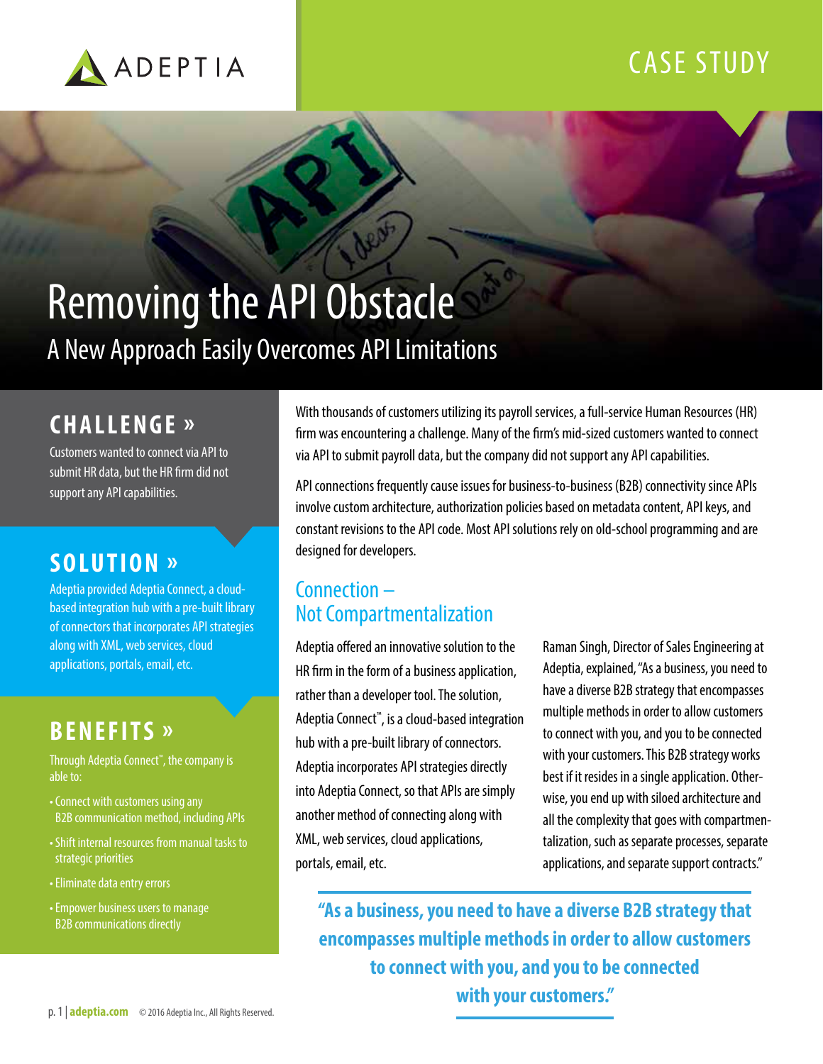ADEPTIA

CASE STUDY

# Removing the API Obstacle

## A New Approach Easily Overcomes API Limitations

### CHALLENGE »

Customers wanted to connect via API to submit HR data, but the HR firm did not support any API capabilities.

### SOLUTION »

Adeptia provided Adeptia Connect, a cloud-based integration hub with a pre-built library of connectors that incorporates API strategies along with XML, web services, cloud applications, portals, email, etc.

### BENEFITS »

Through Adeptia Connect™, the company is able to:

- Connect with customers using any B2B communication method, including APIs
- Shift internal resources from manual tasks to strategic priorities
- Eliminate data entry errors
- Empower business users to manage B2B communications directly

With thousands of customers utilizing its payroll services, a full-service Human Resources (HR) firm was encountering a challenge. Many of the firm's mid-sized customers wanted to connect via API to submit payroll data, but the company did not support any API capabilities.

API connections frequently cause issues for business-to-business (B2B) connectivity since APIs involve custom architecture, authorization policies based on metadata content, API keys, and constant revisions to the API code. Most API solutions rely on old-school programming and are designed for developers.

### Connection – Not Compartmentalization

Adeptia offered an innovative solution to the HR firm in the form of a business application, rather than a developer tool. The solution, Adeptia Connect™, is a cloud-based integration hub with a pre-built library of connectors. Adeptia incorporates API strategies directly into Adeptia Connect, so that APIs are simply another method of connecting along with XML, web services, cloud applications, portals, email, etc.

Raman Singh, Director of Sales Engineering at Adeptia, explained, "As a business, you need to have a diverse B2B strategy that encompasses multiple methods in order to allow customers to connect with you, and you to be connected with your customers. This B2B strategy works best if it resides in a single application. Otherwise, you end up with siloed architecture and all the complexity that goes with compartmentalization, such as separate processes, separate applications, and separate support contracts."

**"As a business, you need to have a diverse B2B strategy that encompasses multiple methods in order to allow customers to connect with you, and you to be connected with your customers."**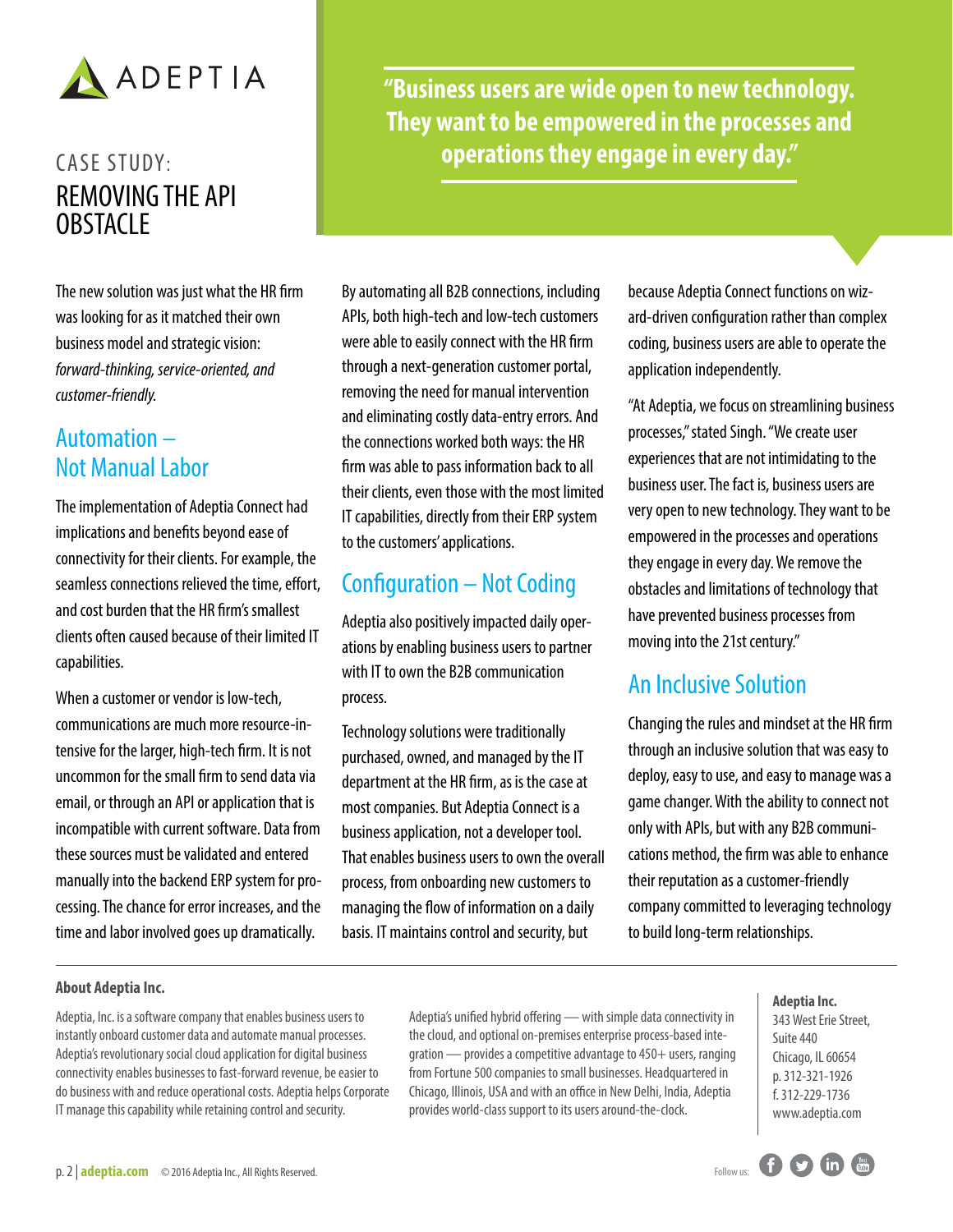CASE STUDY:
# REMOVING THE API OBSTACLE

> **"Business users are wide open to new technology. They want to be empowered in the processes and operations they engage in every day."**

The new solution was just what the HR firm was looking for as it matched their own business model and strategic vision: *forward-thinking, service-oriented, and customer-friendly.*

## Automation – Not Manual Labor

The implementation of Adeptia Connect had implications and benefits beyond ease of connectivity for their clients. For example, the seamless connections relieved the time, effort, and cost burden that the HR firm's smallest clients often caused because of their limited IT capabilities.

When a customer or vendor is low-tech, communications are much more resource-intensive for the larger, high-tech firm. It is not uncommon for the small firm to send data via email, or through an API or application that is incompatible with current software. Data from these sources must be validated and entered manually into the backend ERP system for processing. The chance for error increases, and the time and labor involved goes up dramatically.

By automating all B2B connections, including APIs, both high-tech and low-tech customers were able to easily connect with the HR firm through a next-generation customer portal, removing the need for manual intervention and eliminating costly data-entry errors. And the connections worked both ways: the HR firm was able to pass information back to all their clients, even those with the most limited IT capabilities, directly from their ERP system to the customers' applications.

## Configuration – Not Coding

Adeptia also positively impacted daily operations by enabling business users to partner with IT to own the B2B communication process.

Technology solutions were traditionally purchased, owned, and managed by the IT department at the HR firm, as is the case at most companies. But Adeptia Connect is a business application, not a developer tool. That enables business users to own the overall process, from onboarding new customers to managing the flow of information on a daily basis. IT maintains control and security, but because Adeptia Connect functions on wizard-driven configuration rather than complex coding, business users are able to operate the application independently.

"At Adeptia, we focus on streamlining business processes," stated Singh. "We create user experiences that are not intimidating to the business user. The fact is, business users are very open to new technology. They want to be empowered in the processes and operations they engage in every day. We remove the obstacles and limitations of technology that have prevented business processes from moving into the 21st century."

## An Inclusive Solution

Changing the rules and mindset at the HR firm through an inclusive solution that was easy to deploy, easy to use, and easy to manage was a game changer. With the ability to connect not only with APIs, but with any B2B communications method, the firm was able to enhance their reputation as a customer-friendly company committed to leveraging technology to build long-term relationships.

---

**About Adeptia Inc.**

Adeptia, Inc. is a software company that enables business users to instantly onboard customer data and automate manual processes. Adeptia's revolutionary social cloud application for digital business connectivity enables businesses to fast-forward revenue, be easier to do business with and reduce operational costs. Adeptia helps Corporate IT manage this capability while retaining control and security.

Adeptia's unified hybrid offering — with simple data connectivity in the cloud, and optional on-premises enterprise process-based integration — provides a competitive advantage to 450+ users, ranging from Fortune 500 companies to small businesses. Headquartered in Chicago, Illinois, USA and with an office in New Delhi, India, Adeptia provides world-class support to its users around-the-clock.

**Adeptia Inc.**
343 West Erie Street,
Suite 440
Chicago, IL 60654
p. 312-321-1926
f. 312-229-1736
www.adeptia.com

adeptia.com © 2016 Adeptia Inc., All Rights Reserved.

Follow us: